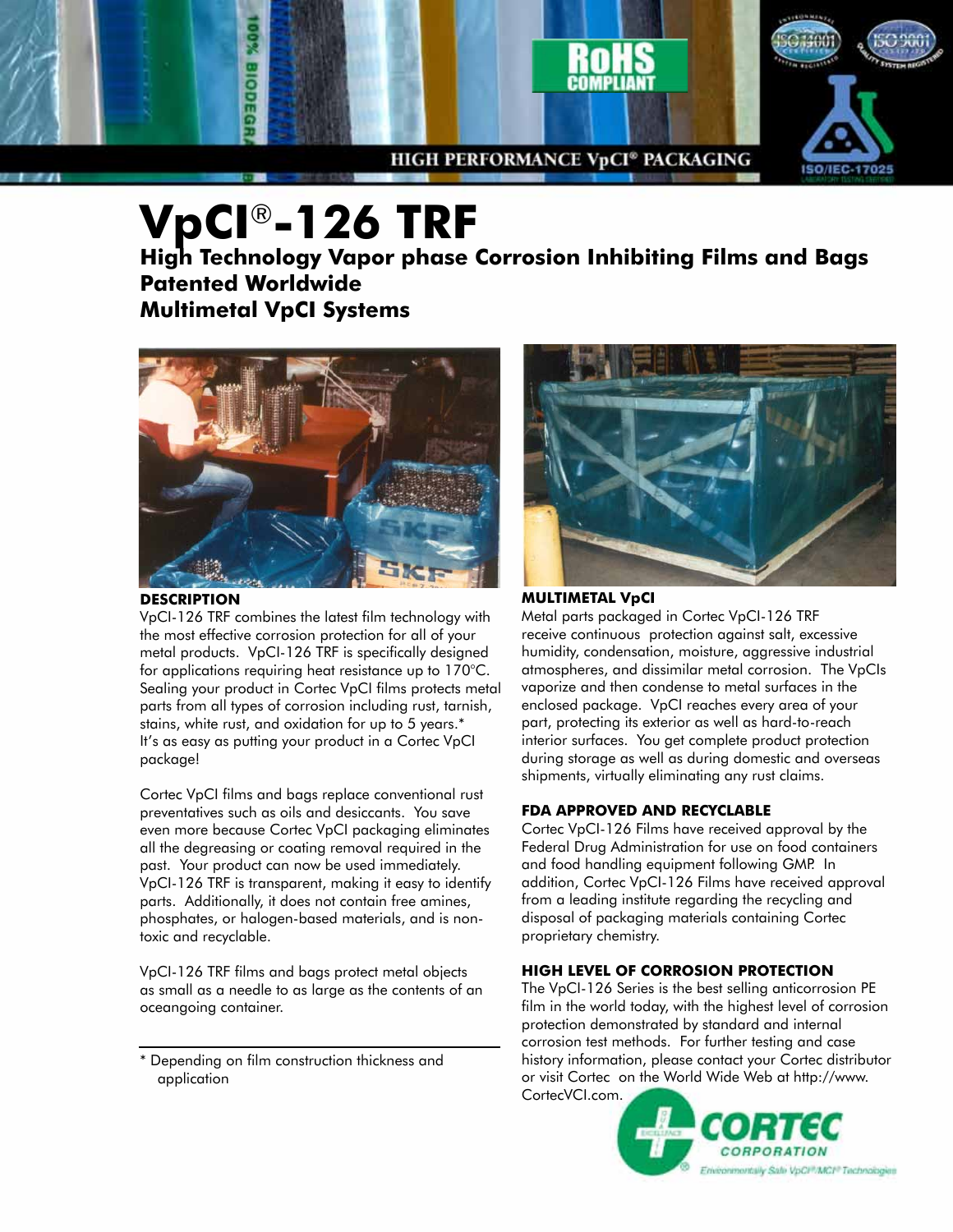HIGH PERFORMANCE VpCI® PACKAGING

# VpCI®-126 TRF

## High Technology Vapor phase Corrosion Inhibiting Films and Bags Patented Worldwide Multimetal VpCI Systems

### DESCRIPTION

VpCI-126 TRF combines the latest film technology with the most effective corrosion protection for all of your metal products. VpCI-126 TRF is specifically designed for applications requiring heat resistance up to 170°C. Sealing your product in Cortec VpCI films protects metal parts from all types of corrosion including rust, tarnish, stains, white rust, and oxidation for up to 5 years.* It's as easy as putting your product in a Cortec VpCI package!

Cortec VpCI films and bags replace conventional rust preventatives such as oils and desiccants. You save even more because Cortec VpCI packaging eliminates all the degreasing or coating removal required in the past. Your product can now be used immediately. VpCI-126 TRF is transparent, making it easy to identify parts. Additionally, it does not contain free amines, phosphates, or halogen-based materials, and is non-toxic and recyclable.

VpCI-126 TRF films and bags protect metal objects as small as a needle to as large as the contents of an oceangoing container.

\* Depending on film construction thickness and application

### MULTIMETAL VpCI

Metal parts packaged in Cortec VpCI-126 TRF receive continuous protection against salt, excessive humidity, condensation, moisture, aggressive industrial atmospheres, and dissimilar metal corrosion. The VpCIs vaporize and then condense to metal surfaces in the enclosed package. VpCI reaches every area of your part, protecting its exterior as well as hard-to-reach interior surfaces. You get complete product protection during storage as well as during domestic and overseas shipments, virtually eliminating any rust claims.

### FDA APPROVED AND RECYCLABLE

Cortec VpCI-126 Films have received approval by the Federal Drug Administration for use on food containers and food handling equipment following GMP. In addition, Cortec VpCI-126 Films have received approval from a leading institute regarding the recycling and disposal of packaging materials containing Cortec proprietary chemistry.

### HIGH LEVEL OF CORROSION PROTECTION

The VpCI-126 Series is the best selling anticorrosion PE film in the world today, with the highest level of corrosion protection demonstrated by standard and internal corrosion test methods. For further testing and case history information, please contact your Cortec distributor or visit Cortec on the World Wide Web at http://www.CortecVCI.com.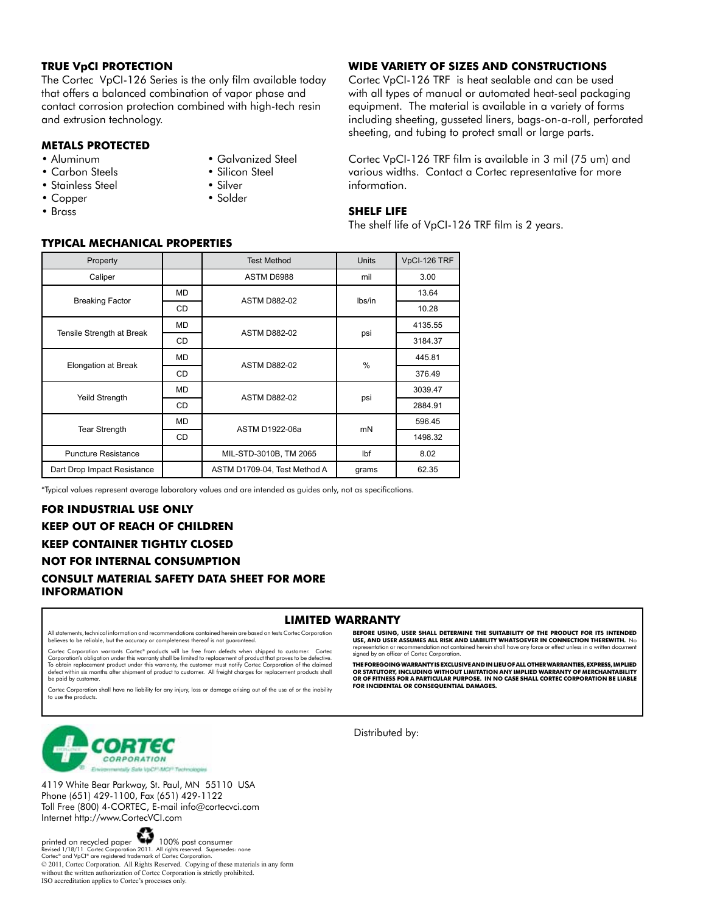## TRUE VpCI PROTECTION

The Cortec VpCI-126 Series is the only film available today that offers a balanced combination of vapor phase and contact corrosion protection combined with high-tech resin and extrusion technology.

## METALS PROTECTED

- Aluminum
- Carbon Steels
- Stainless Steel
- Copper
- Brass
- Galvanized Steel
- Silicon Steel
- Silver
- Solder

## WIDE VARIETY OF SIZES AND CONSTRUCTIONS

Cortec VpCI-126 TRF is heat sealable and can be used with all types of manual or automated heat-seal packaging equipment. The material is available in a variety of forms including sheeting, gusseted liners, bags-on-a-roll, perforated sheeting, and tubing to protect small or large parts.

Cortec VpCI-126 TRF film is available in 3 mil (75 um) and various widths. Contact a Cortec representative for more information.

## SHELF LIFE

The shelf life of VpCI-126 TRF film is 2 years.

## TYPICAL MECHANICAL PROPERTIES

| Property | | Test Method | Units | VpCI-126 TRF |
|---|---|---|---|---|
| Caliper | | ASTM D6988 | mil | 3.00 |
| Breaking Factor | MD | ASTM D882-02 | lbs/in | 13.64 |
| | CD | | | 10.28 |
| Tensile Strength at Break | MD | ASTM D882-02 | psi | 4135.55 |
| | CD | | | 3184.37 |
| Elongation at Break | MD | ASTM D882-02 | % | 445.81 |
| | CD | | | 376.49 |
| Yeild Strength | MD | ASTM D882-02 | psi | 3039.47 |
| | CD | | | 2884.91 |
| Tear Strength | MD | ASTM D1922-06a | mN | 596.45 |
| | CD | | | 1498.32 |
| Puncture Resistance | | MIL-STD-3010B, TM 2065 | lbf | 8.02 |
| Dart Drop Impact Resistance | | ASTM D1709-04, Test Method A | grams | 62.35 |

*Typical values represent average laboratory values and are intended as guides only, not as specifications.

**FOR INDUSTRIAL USE ONLY**

**KEEP OUT OF REACH OF CHILDREN**

**KEEP CONTAINER TIGHTLY CLOSED**

**NOT FOR INTERNAL CONSUMPTION**

**CONSULT MATERIAL SAFETY DATA SHEET FOR MORE INFORMATION**

## LIMITED WARRANTY

All statements, technical information and recommendations contained herein are based on tests Cortec Corporation believes to be reliable, but the accuracy or completeness thereof is not guaranteed.

Cortec Corporation warrants Cortec® products will be free from defects when shipped to customer. Cortec Corporation's obligation under this warranty shall be limited to replacement of product that proves to be defective. To obtain replacement product under this warranty, the customer must notify Cortec Corporation of the claimed defect within six months after shipment of product to customer. All freight charges for replacement products shall be paid by customer.

Cortec Corporation shall have no liability for any injury, loss or damage arising out of the use of or the inability to use the products.

**BEFORE USING, USER SHALL DETERMINE THE SUITABILITY OF THE PRODUCT FOR ITS INTENDED USE, AND USER ASSUMES ALL RISK AND LIABILITY WHATSOEVER IN CONNECTION THEREWITH.** No representation or recommendation not contained herein shall have any force or effect unless in a written document signed by an officer of Cortec Corporation.

**THE FOREGOING WARRANTY IS EXCLUSIVE AND IN LIEU OF ALL OTHER WARRANTIES, EXPRESS, IMPLIED OR STATUTORY, INCLUDING WITHOUT LIMITATION ANY IMPLIED WARRANTY OF MERCHANTABILITY OR OF FITNESS FOR A PARTICULAR PURPOSE. IN NO CASE SHALL CORTEC CORPORATION BE LIABLE FOR INCIDENTAL OR CONSEQUENTIAL DAMAGES.**

CORTEC CORPORATION
Environmentally Safe VpCI®/MCI® Technologies

4119 White Bear Parkway, St. Paul, MN 55110 USA
Phone (651) 429-1100, Fax (651) 429-1122
Toll Free (800) 4-CORTEC, E-mail info@cortecvci.com
Internet http://www.CortecVCI.com

Distributed by:

printed on recycled paper 100% post consumer
Revised 1/18/11 Cortec Corporation 2011. All rights reserved. Supersedes: none
Cortec® and VpCI® are registered trademark of Cortec Corporation.
© 2011, Cortec Corporation. All Rights Reserved. Copying of these materials in any form without the written authorization of Cortec Corporation is strictly prohibited.
ISO accreditation applies to Cortec's processes only.